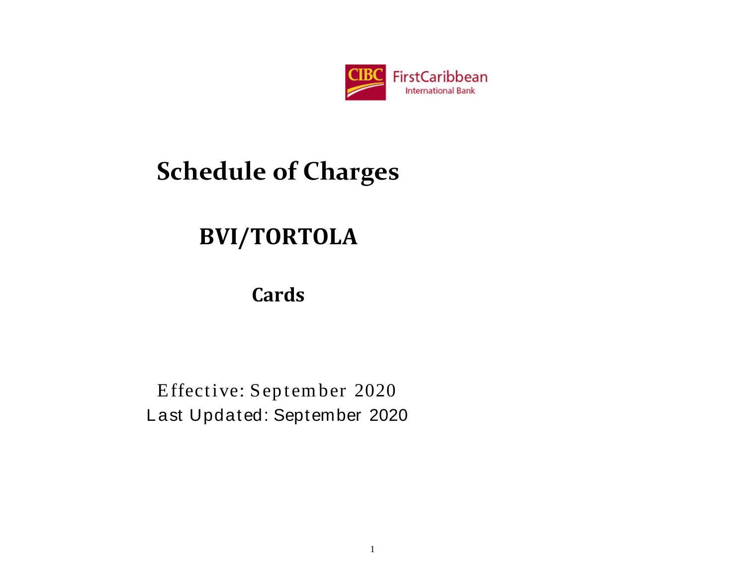CIBC FirstCaribbean International Bank

# Schedule of Charges

## BVI/TORTOLA

### Cards

Effective: September 2020

Last Updated: September 2020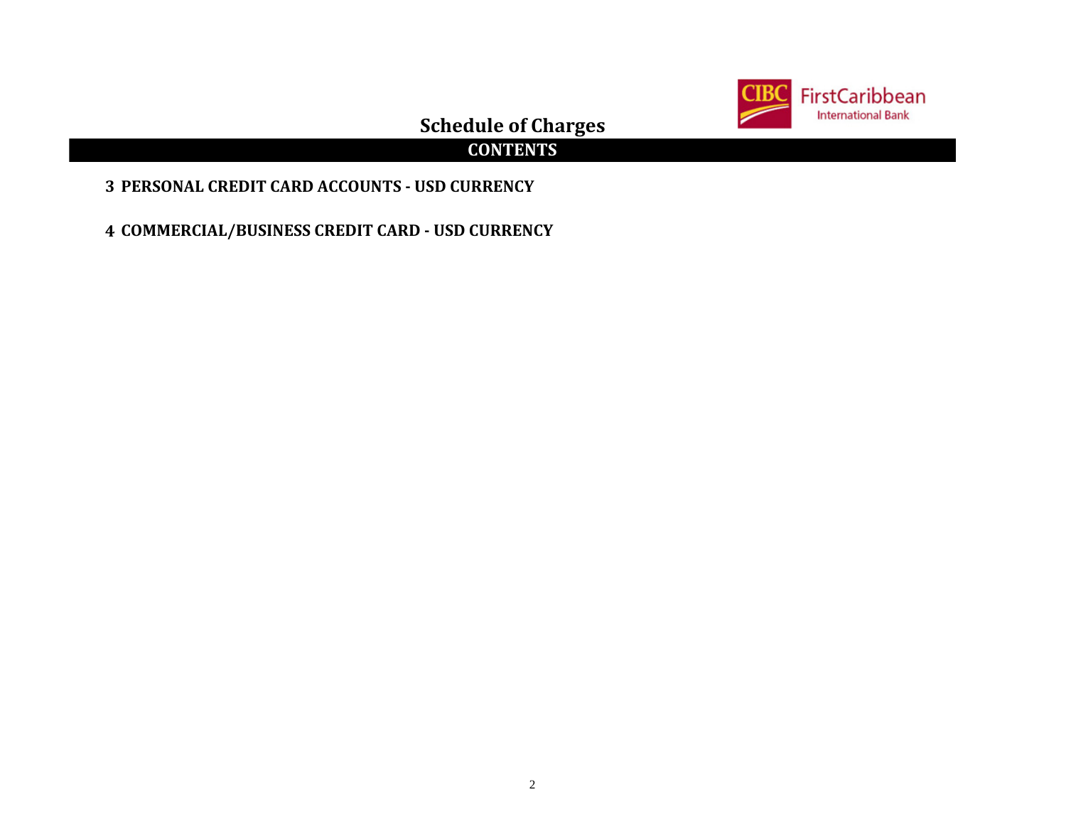# Schedule of Charges

## CONTENTS

3 PERSONAL CREDIT CARD ACCOUNTS - USD CURRENCY

4 COMMERCIAL/BUSINESS CREDIT CARD - USD CURRENCY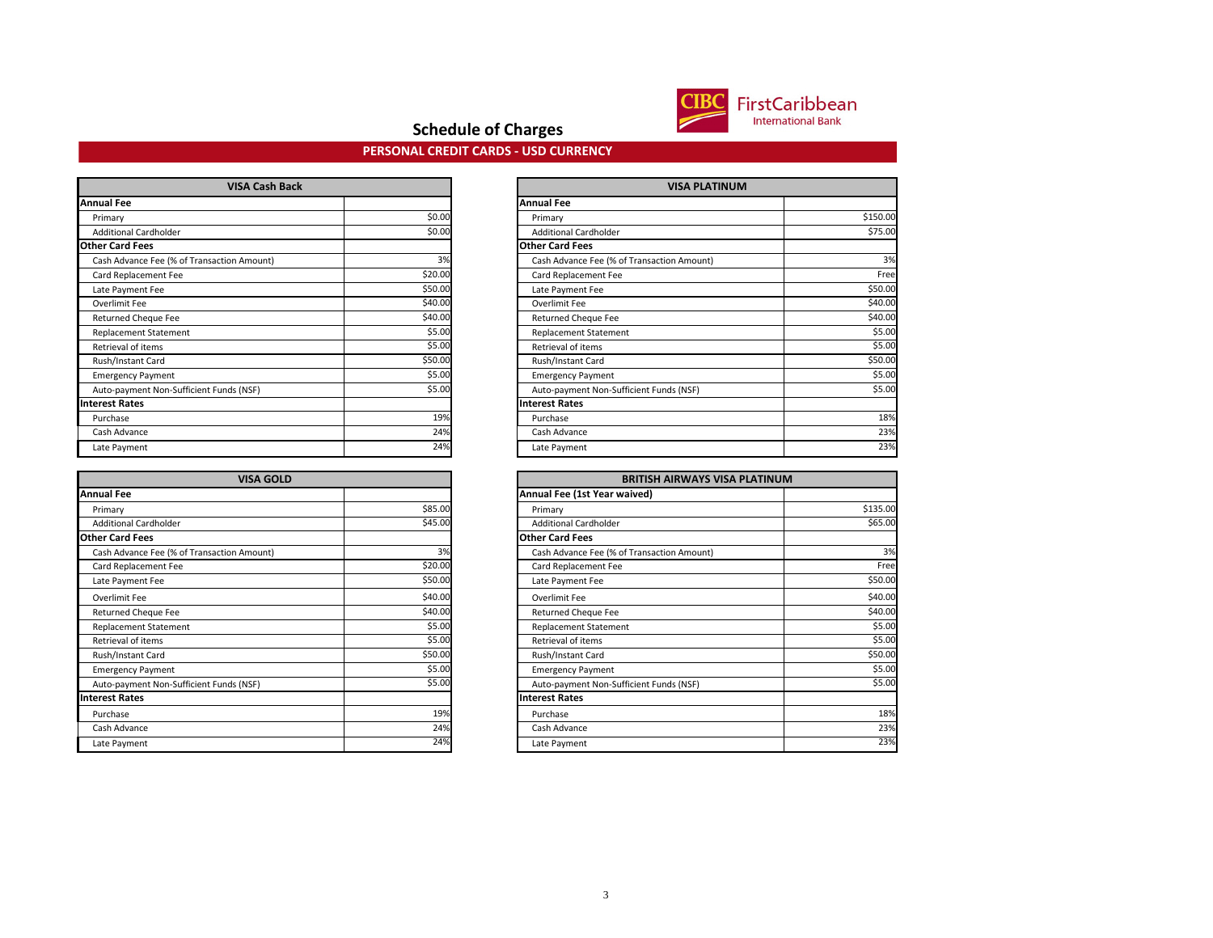# Schedule of Charges

## PERSONAL CREDIT CARDS - USD CURRENCY

| VISA Cash Back | |
|---|---|
| **Annual Fee** | |
| Primary | $0.00 |
| Additional Cardholder | $0.00 |
| **Other Card Fees** | |
| Cash Advance Fee (% of Transaction Amount) | 3% |
| Card Replacement Fee | $20.00 |
| Late Payment Fee | $50.00 |
| Overlimit Fee | $40.00 |
| Returned Cheque Fee | $40.00 |
| Replacement Statement | $5.00 |
| Retrieval of items | $5.00 |
| Rush/Instant Card | $50.00 |
| Emergency Payment | $5.00 |
| Auto-payment Non-Sufficient Funds (NSF) | $5.00 |
| **Interest Rates** | |
| Purchase | 19% |
| Cash Advance | 24% |
| Late Payment | 24% |

| VISA PLATINUM | |
|---|---|
| **Annual Fee** | |
| Primary | $150.00 |
| Additional Cardholder | $75.00 |
| **Other Card Fees** | |
| Cash Advance Fee (% of Transaction Amount) | 3% |
| Card Replacement Fee | Free |
| Late Payment Fee | $50.00 |
| Overlimit Fee | $40.00 |
| Returned Cheque Fee | $40.00 |
| Replacement Statement | $5.00 |
| Retrieval of items | $5.00 |
| Rush/Instant Card | $50.00 |
| Emergency Payment | $5.00 |
| Auto-payment Non-Sufficient Funds (NSF) | $5.00 |
| **Interest Rates** | |
| Purchase | 18% |
| Cash Advance | 23% |
| Late Payment | 23% |

| VISA GOLD | |
|---|---|
| **Annual Fee** | |
| Primary | $85.00 |
| Additional Cardholder | $45.00 |
| **Other Card Fees** | |
| Cash Advance Fee (% of Transaction Amount) | 3% |
| Card Replacement Fee | $20.00 |
| Late Payment Fee | $50.00 |
| Overlimit Fee | $40.00 |
| Returned Cheque Fee | $40.00 |
| Replacement Statement | $5.00 |
| Retrieval of items | $5.00 |
| Rush/Instant Card | $50.00 |
| Emergency Payment | $5.00 |
| Auto-payment Non-Sufficient Funds (NSF) | $5.00 |
| **Interest Rates** | |
| Purchase | 19% |
| Cash Advance | 24% |
| Late Payment | 24% |

| BRITISH AIRWAYS VISA PLATINUM | |
|---|---|
| **Annual Fee (1st Year waived)** | |
| Primary | $135.00 |
| Additional Cardholder | $65.00 |
| **Other Card Fees** | |
| Cash Advance Fee (% of Transaction Amount) | 3% |
| Card Replacement Fee | Free |
| Late Payment Fee | $50.00 |
| Overlimit Fee | $40.00 |
| Returned Cheque Fee | $40.00 |
| Replacement Statement | $5.00 |
| Retrieval of items | $5.00 |
| Rush/Instant Card | $50.00 |
| Emergency Payment | $5.00 |
| Auto-payment Non-Sufficient Funds (NSF) | $5.00 |
| **Interest Rates** | |
| Purchase | 18% |
| Cash Advance | 23% |
| Late Payment | 23% |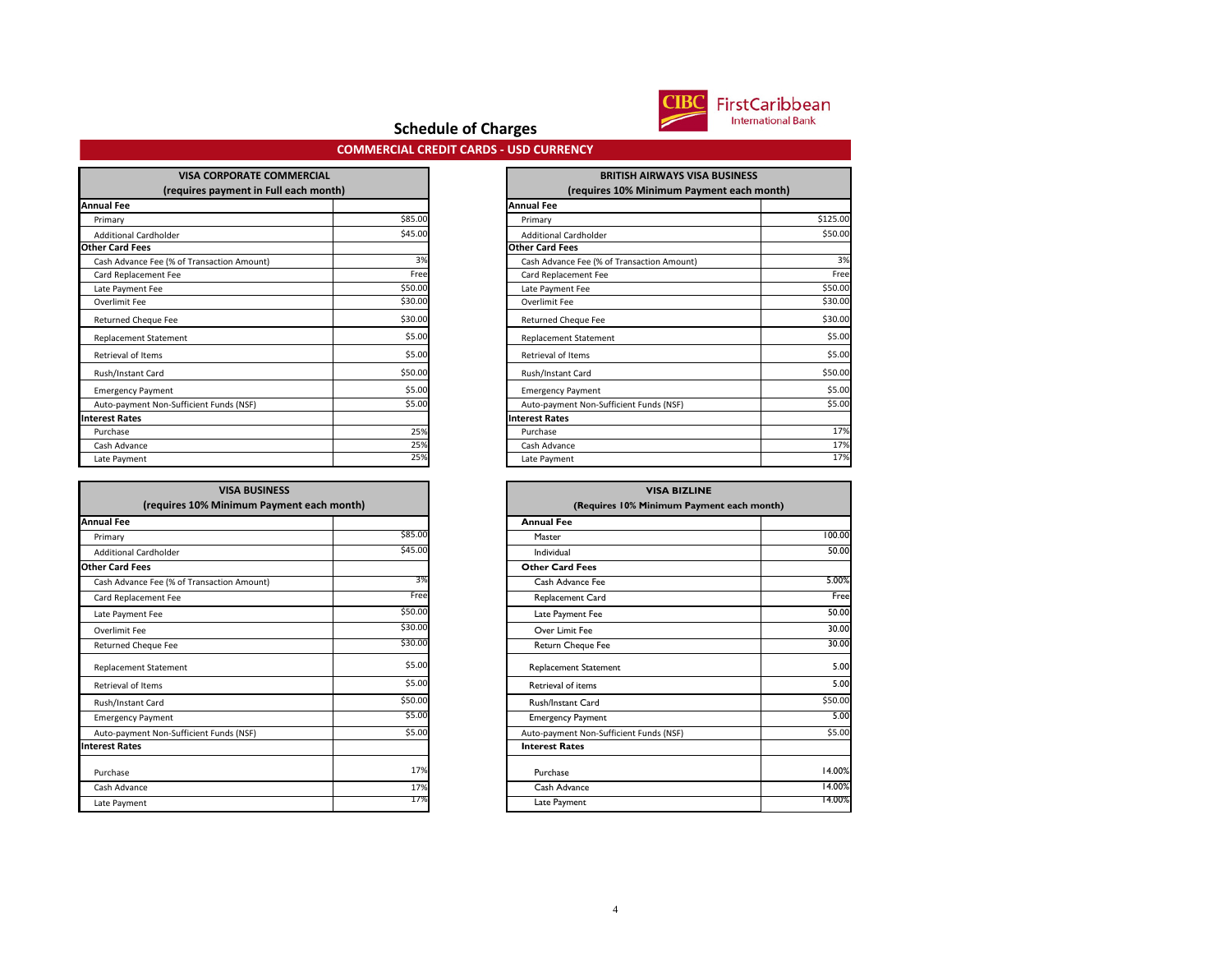# Schedule of Charges

## COMMERCIAL CREDIT CARDS - USD CURRENCY

| VISA CORPORATE COMMERCIAL (requires payment in Full each month) | |
|---|---|
| **Annual Fee** | |
| Primary | $85.00 |
| Additional Cardholder | $45.00 |
| **Other Card Fees** | |
| Cash Advance Fee (% of Transaction Amount) | 3% |
| Card Replacement Fee | Free |
| Late Payment Fee | $50.00 |
| Overlimit Fee | $30.00 |
| Returned Cheque Fee | $30.00 |
| Replacement Statement | $5.00 |
| Retrieval of Items | $5.00 |
| Rush/Instant Card | $50.00 |
| Emergency Payment | $5.00 |
| Auto-payment Non-Sufficient Funds (NSF) | $5.00 |
| **Interest Rates** | |
| Purchase | 25% |
| Cash Advance | 25% |
| Late Payment | 25% |

| BRITISH AIRWAYS VISA BUSINESS (requires 10% Minimum Payment each month) | |
|---|---|
| **Annual Fee** | |
| Primary | $125.00 |
| Additional Cardholder | $50.00 |
| **Other Card Fees** | |
| Cash Advance Fee (% of Transaction Amount) | 3% |
| Card Replacement Fee | Free |
| Late Payment Fee | $50.00 |
| Overlimit Fee | $30.00 |
| Returned Cheque Fee | $30.00 |
| Replacement Statement | $5.00 |
| Retrieval of Items | $5.00 |
| Rush/Instant Card | $50.00 |
| Emergency Payment | $5.00 |
| Auto-payment Non-Sufficient Funds (NSF) | $5.00 |
| **Interest Rates** | |
| Purchase | 17% |
| Cash Advance | 17% |
| Late Payment | 17% |

| VISA BUSINESS (requires 10% Minimum Payment each month) | |
|---|---|
| **Annual Fee** | |
| Primary | $85.00 |
| Additional Cardholder | $45.00 |
| **Other Card Fees** | |
| Cash Advance Fee (% of Transaction Amount) | 3% |
| Card Replacement Fee | Free |
| Late Payment Fee | $50.00 |
| Overlimit Fee | $30.00 |
| Returned Cheque Fee | $30.00 |
| Replacement Statement | $5.00 |
| Retrieval of Items | $5.00 |
| Rush/Instant Card | $50.00 |
| Emergency Payment | $5.00 |
| Auto-payment Non-Sufficient Funds (NSF) | $5.00 |
| **Interest Rates** | |
| Purchase | 17% |
| Cash Advance | 17% |
| Late Payment | 17% |

| VISA BIZLINE (Requires 10% Minimum Payment each month) | |
|---|---|
| **Annual Fee** | |
| Master | 100.00 |
| Individual | 50.00 |
| **Other Card Fees** | |
| Cash Advance Fee | 5.00% |
| Replacement Card | Free |
| Late Payment Fee | 50.00 |
| Over Limit Fee | 30.00 |
| Return Cheque Fee | 30.00 |
| Replacement Statement | 5.00 |
| Retrieval of items | 5.00 |
| Rush/Instant Card | $50.00 |
| Emergency Payment | 5.00 |
| Auto-payment Non-Sufficient Funds (NSF) | $5.00 |
| **Interest Rates** | |
| Purchase | 14.00% |
| Cash Advance | 14.00% |
| Late Payment | 14.00% |